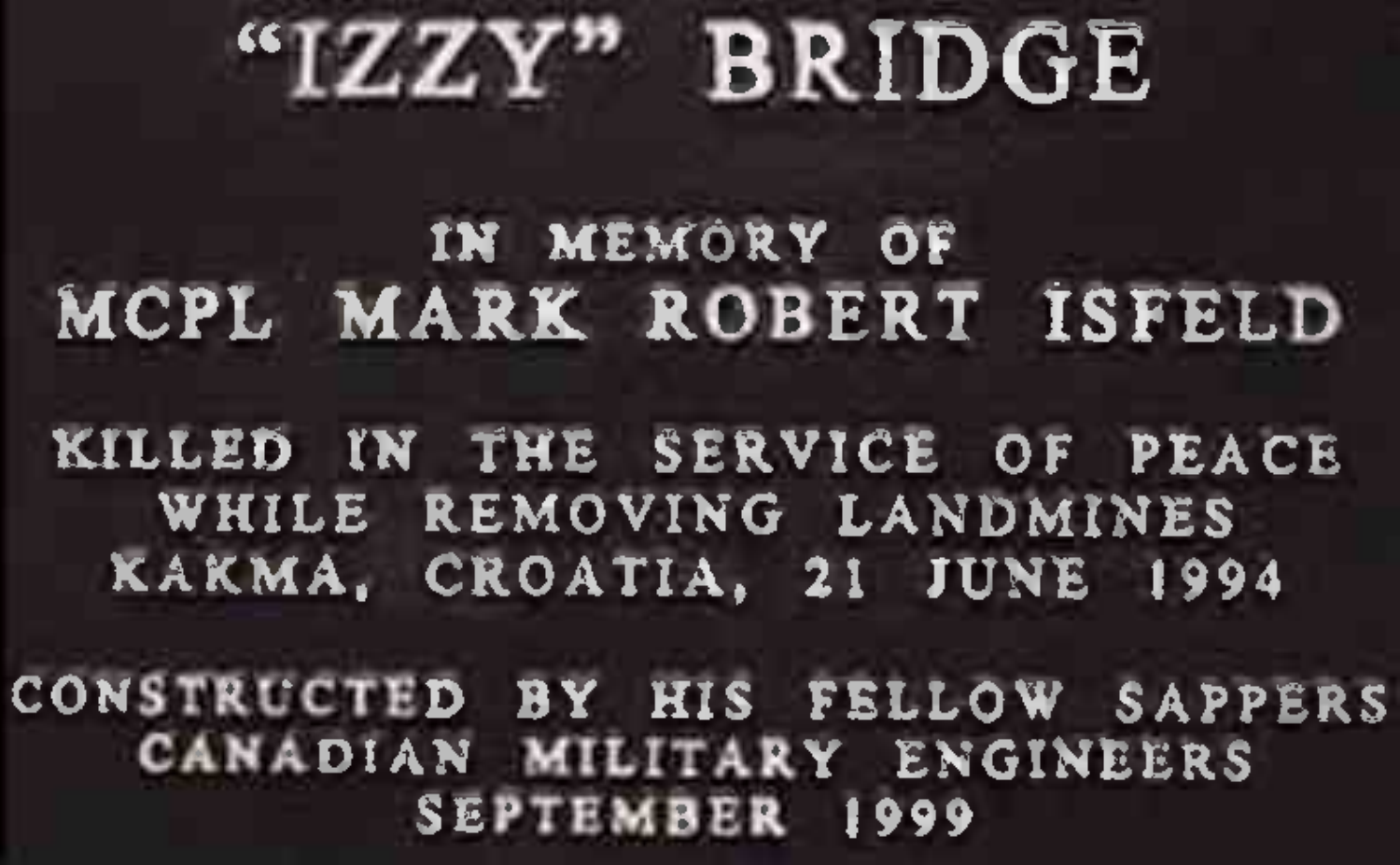# "IZZY" BRIDGE

IN MEMORY OF

MCPL MARK ROBERT ISFELD

KILLED IN THE SERVICE OF PEACE
WHILE REMOVING LANDMINES
KAKMA, CROATIA, 21 JUNE 1994

CONSTRUCTED BY HIS FELLOW SAPPERS
CANADIAN MILITARY ENGINEERS
SEPTEMBER 1999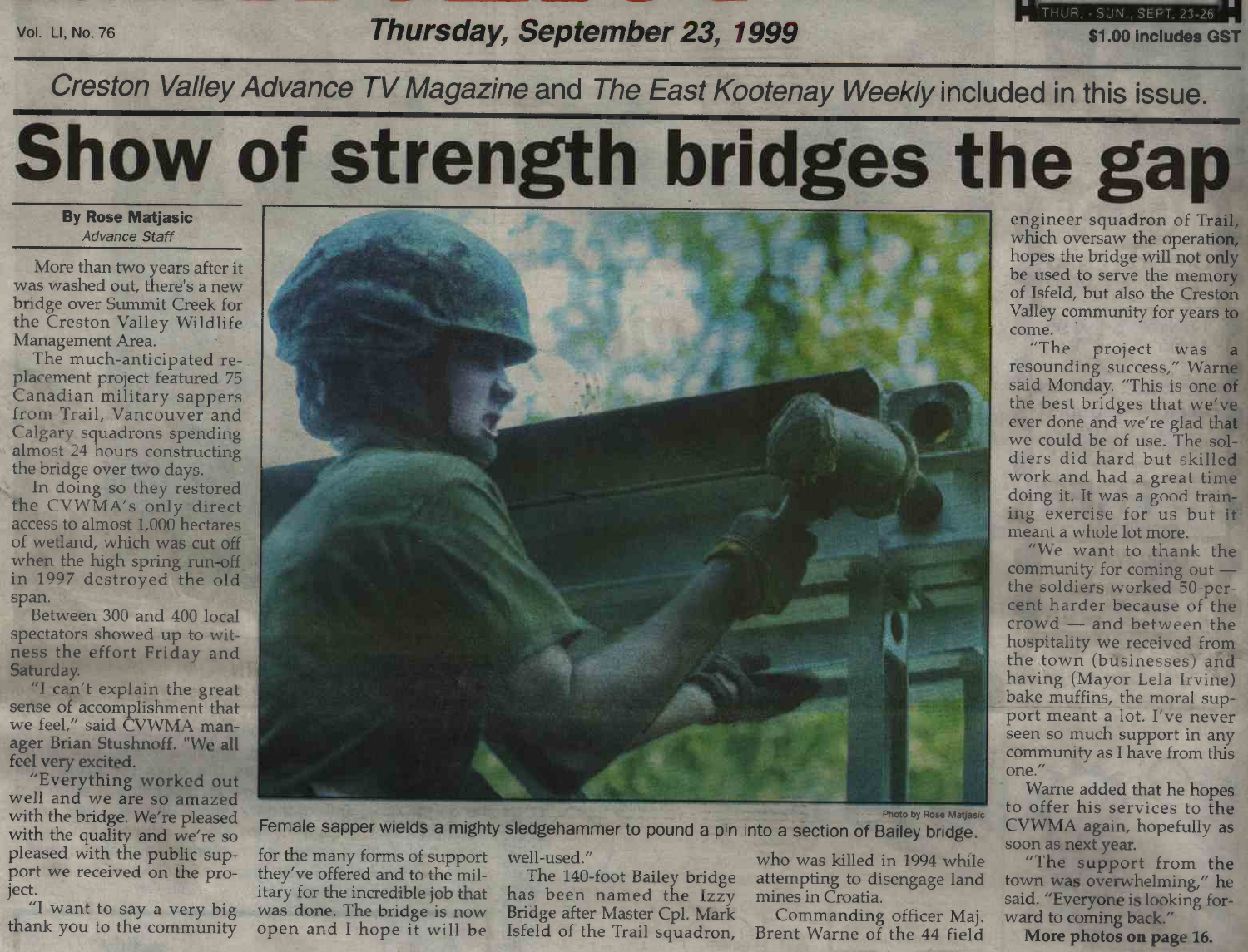Creston Valley Advance TV Magazine and The East Kootenay Weekly included in this issue.

# Show of strength bridges the gap

**By Rose Matjasic**
*Advance Staff*

More than two years after it was washed out, there's a new bridge over Summit Creek for the Creston Valley Wildlife Management Area.

The much-anticipated replacement project featured 75 Canadian military sappers from Trail, Vancouver and Calgary squadrons spending almost 24 hours constructing the bridge over two days.

In doing so they restored the CVWMA's only direct access to almost 1,000 hectares of wetland, which was cut off when the high spring run-off in 1997 destroyed the old span.

Between 300 and 400 local spectators showed up to witness the effort Friday and Saturday.

"I can't explain the great sense of accomplishment that we feel," said CVWMA manager Brian Stushnoff. "We all feel very excited.

"Everything worked out well and we are so amazed with the bridge. We're pleased with the quality and we're so pleased with the public support we received on the project.

"I want to say a very big thank you to the community for the many forms of support they've offered and to the military for the incredible job that was done. The bridge is now open and I hope it will be well-used."

The 140-foot Bailey bridge has been named the Izzy Bridge after Master Cpl. Mark Isfeld of the Trail squadron, who was killed in 1994 while attempting to disengage land mines in Croatia.

Commanding officer Maj. Brent Warne of the 44 field engineer squadron of Trail, which oversaw the operation, hopes the bridge will not only be used to serve the memory of Isfeld, but also the Creston Valley community for years to come.

"The project was a resounding success," Warne said Monday. "This is one of the best bridges that we've ever done and we're glad that we could be of use. The soldiers did hard but skilled work and had a great time doing it. It was a good training exercise for us but it meant a whole lot more.

"We want to thank the community for coming out — the soldiers worked 50-percent harder because of the crowd — and between the hospitality we received from the town (businesses) and having (Mayor Lela Irvine) bake muffins, the moral support meant a lot. I've never seen so much support in any community as I have from this one."

Warne added that he hopes to offer his services to the CVWMA again, hopefully as soon as next year.

"The support from the town was overwhelming," he said. "Everyone is looking forward to coming back."

**More photos on page 16.**

Photo by Rose Matjasic

Female sapper wields a mighty sledgehammer to pound a pin into a section of Bailey bridge.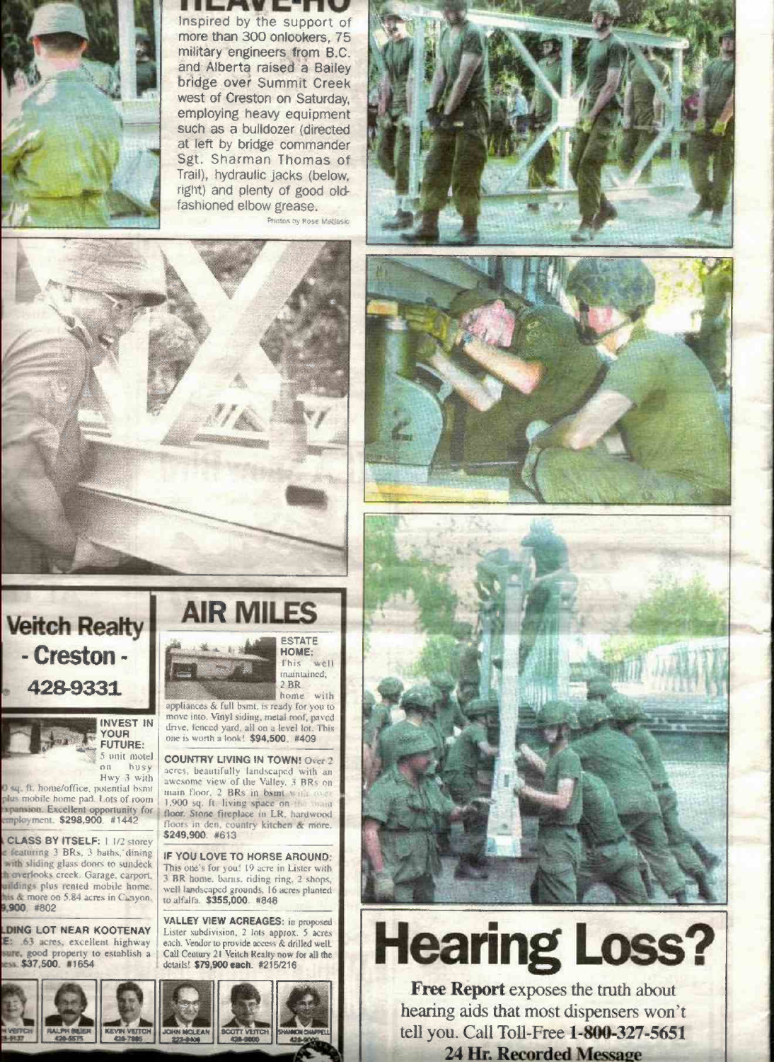# HEAVE-HO

Inspired by the support of more than 300 onlookers, 75 military engineers from B.C. and Alberta raised a Bailey bridge over Summit Creek west of Creston on Saturday, employing heavy equipment such as a bulldozer (directed at left by bridge commander Sgt. Sharman Thomas of Trail), hydraulic jacks (below, right) and plenty of good old-fashioned elbow grease.

Photos by Rose Mellasic

## Veitch Realty - Creston -

428-9331

## AIR MILES

**INVEST IN YOUR FUTURE:** 5 unit motel on busy Hwy 3 with ... sq. ft. home/office, potential bsmt plus mobile home pad. Lots of room ...xpansion. Excellent opportunity for ...employment. **$298,900.** #1442

**...CLASS BY ITSELF:** 1 1/2 storey ...e featuring 3 BRs, 3 baths, dining ... with sliding glass doors to sundeck ...h overlooks creek. Garage, carport, ...uildings plus rented mobile home. ...his & more on 5.84 acres in Canyon. **...9,900.** #802

**...LDING LOT NEAR KOOTENAY ...E:** .63 acres, excellent highway ...sure, good property to establish a ...ess. **$37,500.** #1654

**ESTATE HOME:** This well maintained, 2 BR home with appliances & full bsmt. is ready for you to move into. Vinyl siding, metal roof, paved drive, fenced yard, all on a level lot. This one is worth a look! **$94,500.** #409

**COUNTRY LIVING IN TOWN!** Over 2 acres, beautifully landscaped with an awesome view of the Valley. 3 BRs on main floor, 2 BRs in bsmt with over 1,900 sq. ft. living space on the main floor. Stone fireplace in LR, hardwood floors in den, country kitchen & more. **$249,900.** #613

**IF YOU LOVE TO HORSE AROUND:** This one's for you! 19 acre in Lister with 3 BR home, barns, riding ring, 2 shops, well landscaped grounds, 16 acres planted to alfalfa. **$355,000.** #848

**VALLEY VIEW ACREAGES:** in proposed Lister subdivision, 2 lots approx. 5 acres each. Vendor to provide access & drilled well. Call Century 21 Veitch Realty now for all the details! **$79,900 each.** #215/216

...N VEITCH | RALPH BEIER 428-5575 | KEVIN VEITCH 428-7865 | JOHN MCLEAN 223-8406 | SCOTT VEITCH 428-9000 | SHANNON CHAPPELL 428-...

# Hearing Loss?

**Free Report** exposes the truth about hearing aids that most dispensers won't tell you. Call Toll-Free **1-800-327-5651**

**24 Hr. Recorded Message**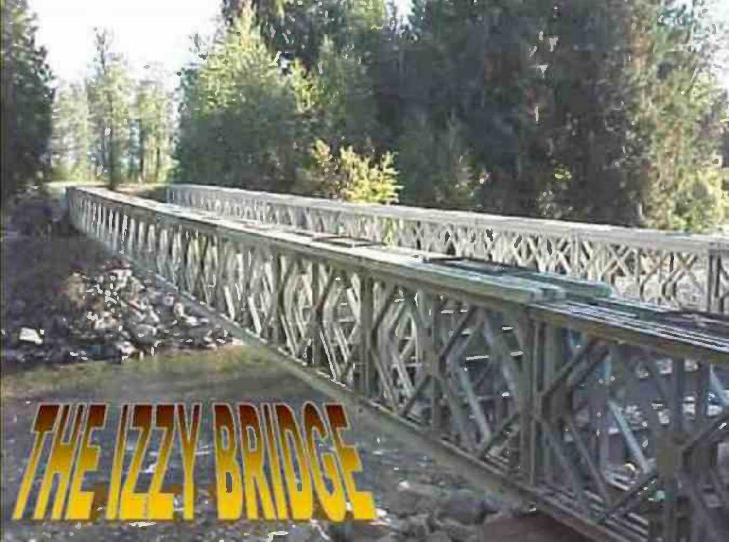# THE IZZY BRIDGE